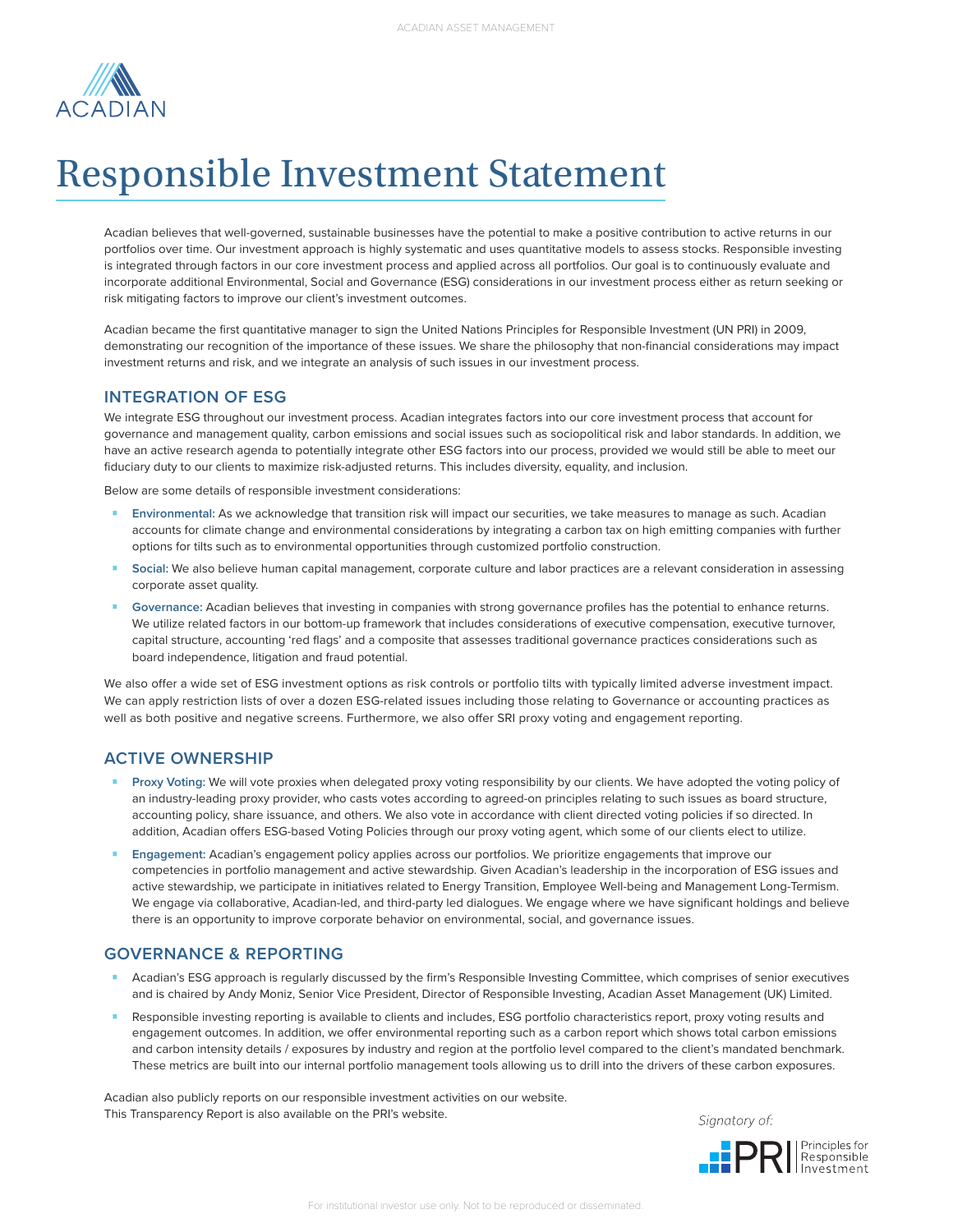# Responsible Investment Statement

Acadian believes that well-governed, sustainable businesses have the potential to make a positive contribution to active returns in our portfolios over time. Our investment approach is highly systematic and uses quantitative models to assess stocks. Responsible investing is integrated through factors in our core investment process and applied across all portfolios. Our goal is to continuously evaluate and incorporate additional Environmental, Social and Governance (ESG) considerations in our investment process either as return seeking or risk mitigating factors to improve our client's investment outcomes.

Acadian became the first quantitative manager to sign the United Nations Principles for Responsible Investment (UN PRI) in 2009, demonstrating our recognition of the importance of these issues. We share the philosophy that non-financial considerations may impact investment returns and risk, and we integrate an analysis of such issues in our investment process.

## INTEGRATION OF ESG

We integrate ESG throughout our investment process. Acadian integrates factors into our core investment process that account for governance and management quality, carbon emissions and social issues such as sociopolitical risk and labor standards. In addition, we have an active research agenda to potentially integrate other ESG factors into our process, provided we would still be able to meet our fiduciary duty to our clients to maximize risk-adjusted returns. This includes diversity, equality, and inclusion.

Below are some details of responsible investment considerations:

- **Environmental:** As we acknowledge that transition risk will impact our securities, we take measures to manage as such. Acadian accounts for climate change and environmental considerations by integrating a carbon tax on high emitting companies with further options for tilts such as to environmental opportunities through customized portfolio construction.
- **Social:** We also believe human capital management, corporate culture and labor practices are a relevant consideration in assessing corporate asset quality.
- **Governance:** Acadian believes that investing in companies with strong governance profiles has the potential to enhance returns. We utilize related factors in our bottom-up framework that includes considerations of executive compensation, executive turnover, capital structure, accounting 'red flags' and a composite that assesses traditional governance practices considerations such as board independence, litigation and fraud potential.

We also offer a wide set of ESG investment options as risk controls or portfolio tilts with typically limited adverse investment impact. We can apply restriction lists of over a dozen ESG-related issues including those relating to Governance or accounting practices as well as both positive and negative screens. Furthermore, we also offer SRI proxy voting and engagement reporting.

## ACTIVE OWNERSHIP

- **Proxy Voting:** We will vote proxies when delegated proxy voting responsibility by our clients. We have adopted the voting policy of an industry-leading proxy provider, who casts votes according to agreed-on principles relating to such issues as board structure, accounting policy, share issuance, and others. We also vote in accordance with client directed voting policies if so directed. In addition, Acadian offers ESG-based Voting Policies through our proxy voting agent, which some of our clients elect to utilize.
- **Engagement:** Acadian's engagement policy applies across our portfolios. We prioritize engagements that improve our competencies in portfolio management and active stewardship. Given Acadian's leadership in the incorporation of ESG issues and active stewardship, we participate in initiatives related to Energy Transition, Employee Well-being and Management Long-Termism. We engage via collaborative, Acadian-led, and third-party led dialogues. We engage where we have significant holdings and believe there is an opportunity to improve corporate behavior on environmental, social, and governance issues.

## GOVERNANCE & REPORTING

- Acadian's ESG approach is regularly discussed by the firm's Responsible Investing Committee, which comprises of senior executives and is chaired by Andy Moniz, Senior Vice President, Director of Responsible Investing, Acadian Asset Management (UK) Limited.
- Responsible investing reporting is available to clients and includes, ESG portfolio characteristics report, proxy voting results and engagement outcomes. In addition, we offer environmental reporting such as a carbon report which shows total carbon emissions and carbon intensity details / exposures by industry and region at the portfolio level compared to the client's mandated benchmark. These metrics are built into our internal portfolio management tools allowing us to drill into the drivers of these carbon exposures.

Acadian also publicly reports on our responsible investment activities on our website.
This Transparency Report is also available on the PRI's website.

*Signatory of:*
PRI Principles for Responsible Investment

For institutional investor use only. Not to be reproduced or disseminated.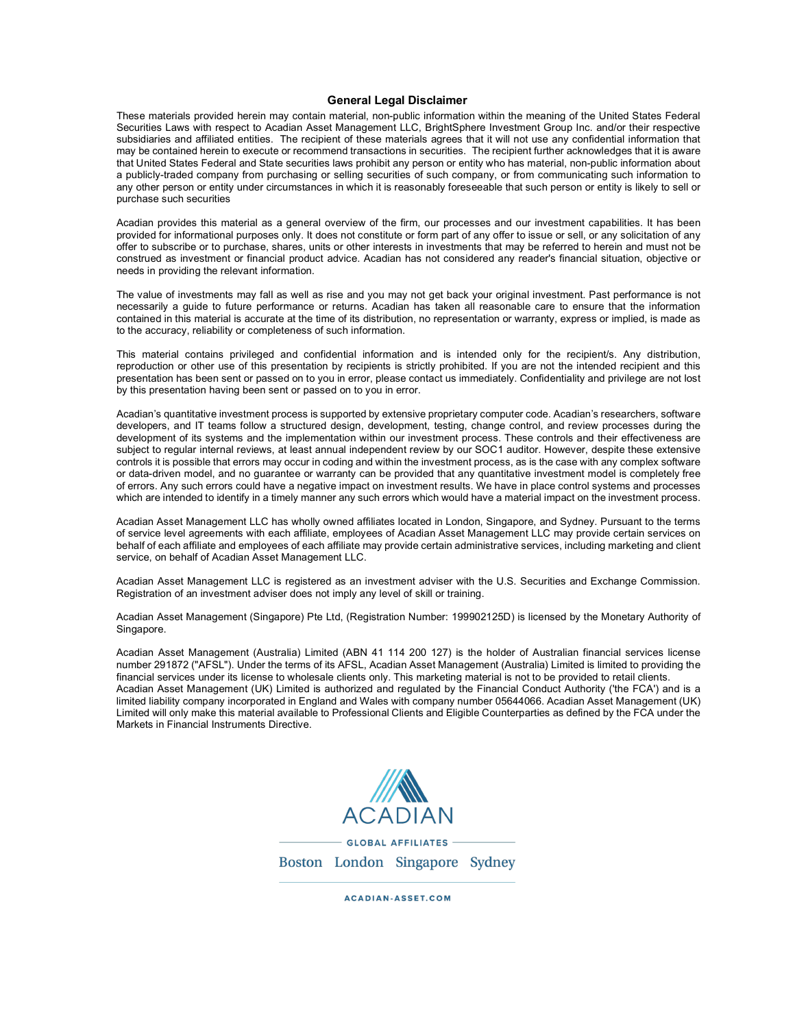## General Legal Disclaimer

These materials provided herein may contain material, non-public information within the meaning of the United States Federal Securities Laws with respect to Acadian Asset Management LLC, BrightSphere Investment Group Inc. and/or their respective subsidiaries and affiliated entities. The recipient of these materials agrees that it will not use any confidential information that may be contained herein to execute or recommend transactions in securities. The recipient further acknowledges that it is aware that United States Federal and State securities laws prohibit any person or entity who has material, non-public information about a publicly-traded company from purchasing or selling securities of such company, or from communicating such information to any other person or entity under circumstances in which it is reasonably foreseeable that such person or entity is likely to sell or purchase such securities

Acadian provides this material as a general overview of the firm, our processes and our investment capabilities. It has been provided for informational purposes only. It does not constitute or form part of any offer to issue or sell, or any solicitation of any offer to subscribe or to purchase, shares, units or other interests in investments that may be referred to herein and must not be construed as investment or financial product advice. Acadian has not considered any reader's financial situation, objective or needs in providing the relevant information.

The value of investments may fall as well as rise and you may not get back your original investment. Past performance is not necessarily a guide to future performance or returns. Acadian has taken all reasonable care to ensure that the information contained in this material is accurate at the time of its distribution, no representation or warranty, express or implied, is made as to the accuracy, reliability or completeness of such information.

This material contains privileged and confidential information and is intended only for the recipient/s. Any distribution, reproduction or other use of this presentation by recipients is strictly prohibited. If you are not the intended recipient and this presentation has been sent or passed on to you in error, please contact us immediately. Confidentiality and privilege are not lost by this presentation having been sent or passed on to you in error.

Acadian's quantitative investment process is supported by extensive proprietary computer code. Acadian's researchers, software developers, and IT teams follow a structured design, development, testing, change control, and review processes during the development of its systems and the implementation within our investment process. These controls and their effectiveness are subject to regular internal reviews, at least annual independent review by our SOC1 auditor. However, despite these extensive controls it is possible that errors may occur in coding and within the investment process, as is the case with any complex software or data-driven model, and no guarantee or warranty can be provided that any quantitative investment model is completely free of errors. Any such errors could have a negative impact on investment results. We have in place control systems and processes which are intended to identify in a timely manner any such errors which would have a material impact on the investment process.

Acadian Asset Management LLC has wholly owned affiliates located in London, Singapore, and Sydney. Pursuant to the terms of service level agreements with each affiliate, employees of Acadian Asset Management LLC may provide certain services on behalf of each affiliate and employees of each affiliate may provide certain administrative services, including marketing and client service, on behalf of Acadian Asset Management LLC.

Acadian Asset Management LLC is registered as an investment adviser with the U.S. Securities and Exchange Commission. Registration of an investment adviser does not imply any level of skill or training.

Acadian Asset Management (Singapore) Pte Ltd, (Registration Number: 199902125D) is licensed by the Monetary Authority of Singapore.

Acadian Asset Management (Australia) Limited (ABN 41 114 200 127) is the holder of Australian financial services license number 291872 ("AFSL"). Under the terms of its AFSL, Acadian Asset Management (Australia) Limited is limited to providing the financial services under its license to wholesale clients only. This marketing material is not to be provided to retail clients.
Acadian Asset Management (UK) Limited is authorized and regulated by the Financial Conduct Authority ('the FCA') and is a limited liability company incorporated in England and Wales with company number 05644066. Acadian Asset Management (UK) Limited will only make this material available to Professional Clients and Eligible Counterparties as defined by the FCA under the Markets in Financial Instruments Directive.

ACADIAN

GLOBAL AFFILIATES

Boston London Singapore Sydney

ACADIAN-ASSET.COM